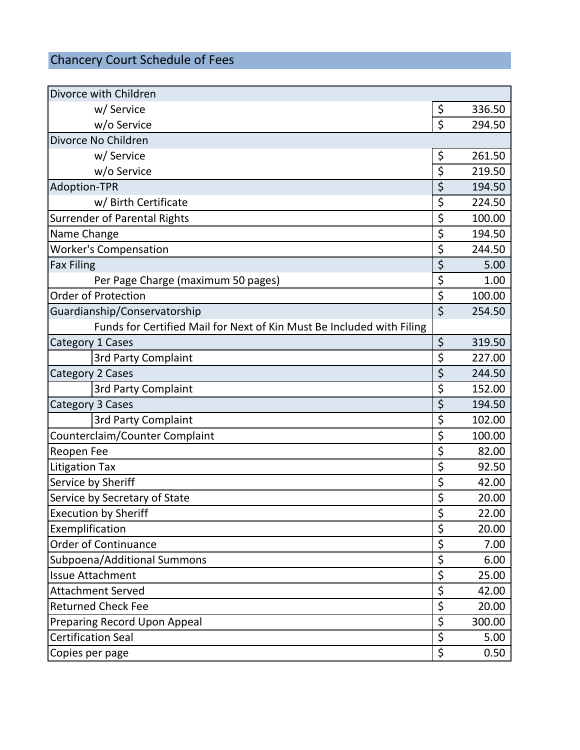# Chancery Court Schedule of Fees

| Item | Fee |
|---|---|
| Divorce with Children | |
| w/ Service | $ 336.50 |
| w/o Service | $ 294.50 |
| Divorce No Children | |
| w/ Service | $ 261.50 |
| w/o Service | $ 219.50 |
| Adoption-TPR | $ 194.50 |
| w/ Birth Certificate | $ 224.50 |
| Surrender of Parental Rights | $ 100.00 |
| Name Change | $ 194.50 |
| Worker's Compensation | $ 244.50 |
| Fax Filing | $ 5.00 |
| Per Page Charge (maximum 50 pages) | $ 1.00 |
| Order of Protection | $ 100.00 |
| Guardianship/Conservatorship | $ 254.50 |
| Funds for Certified Mail for Next of Kin Must Be Included with Filing | |
| Category 1 Cases | $ 319.50 |
| 3rd Party Complaint | $ 227.00 |
| Category 2 Cases | $ 244.50 |
| 3rd Party Complaint | $ 152.00 |
| Category 3 Cases | $ 194.50 |
| 3rd Party Complaint | $ 102.00 |
| Counterclaim/Counter Complaint | $ 100.00 |
| Reopen Fee | $ 82.00 |
| Litigation Tax | $ 92.50 |
| Service by Sheriff | $ 42.00 |
| Service by Secretary of State | $ 20.00 |
| Execution by Sheriff | $ 22.00 |
| Exemplification | $ 20.00 |
| Order of Continuance | $ 7.00 |
| Subpoena/Additional Summons | $ 6.00 |
| Issue Attachment | $ 25.00 |
| Attachment Served | $ 42.00 |
| Returned Check Fee | $ 20.00 |
| Preparing Record Upon Appeal | $ 300.00 |
| Certification Seal | $ 5.00 |
| Copies per page | $ 0.50 |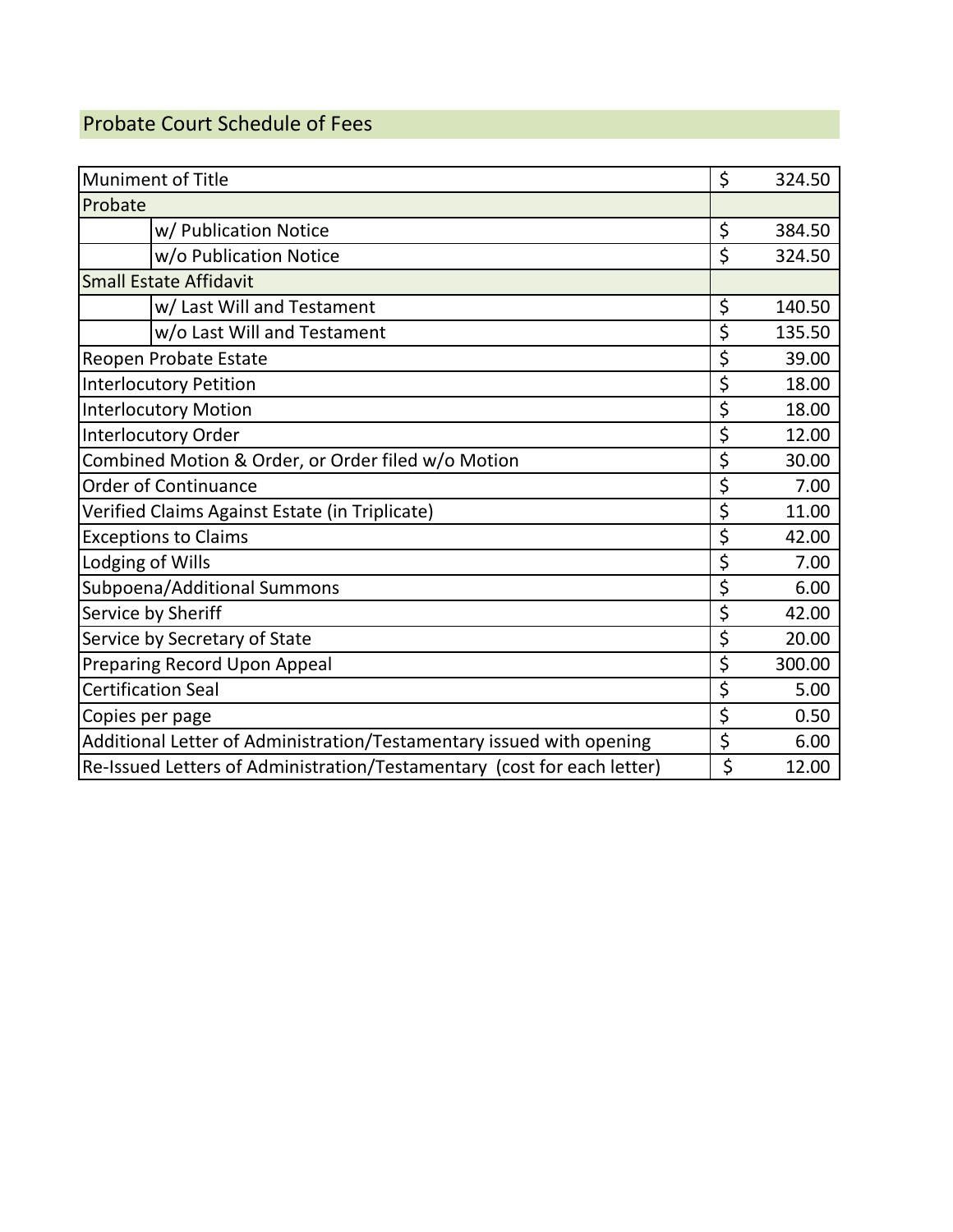## Probate Court Schedule of Fees

| | | |
|---|---|---|
| Muniment of Title | | $ 324.50 |
| Probate | | |
| | w/ Publication Notice | $ 384.50 |
| | w/o Publication Notice | $ 324.50 |
| Small Estate Affidavit | | |
| | w/ Last Will and Testament | $ 140.50 |
| | w/o Last Will and Testament | $ 135.50 |
| Reopen Probate Estate | | $ 39.00 |
| Interlocutory Petition | | $ 18.00 |
| Interlocutory Motion | | $ 18.00 |
| Interlocutory Order | | $ 12.00 |
| Combined Motion & Order, or Order filed w/o Motion | | $ 30.00 |
| Order of Continuance | | $ 7.00 |
| Verified Claims Against Estate (in Triplicate) | | $ 11.00 |
| Exceptions to Claims | | $ 42.00 |
| Lodging of Wills | | $ 7.00 |
| Subpoena/Additional Summons | | $ 6.00 |
| Service by Sheriff | | $ 42.00 |
| Service by Secretary of State | | $ 20.00 |
| Preparing Record Upon Appeal | | $ 300.00 |
| Certification Seal | | $ 5.00 |
| Copies per page | | $ 0.50 |
| Additional Letter of Administration/Testamentary issued with opening | | $ 6.00 |
| Re-Issued Letters of Administration/Testamentary (cost for each letter) | | $ 12.00 |